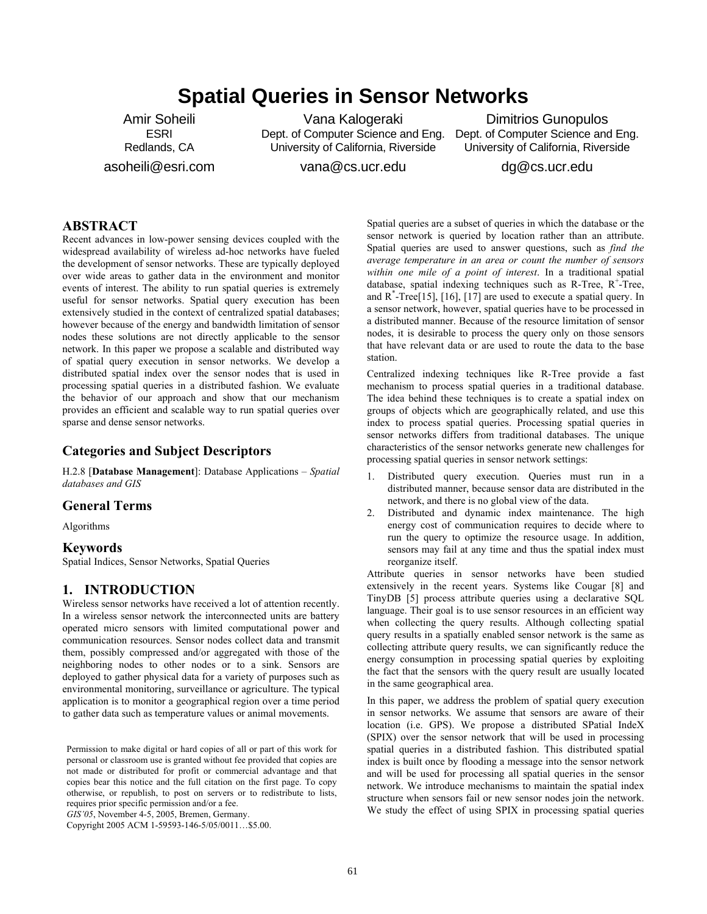# Spatial Queries in Sensor Networks

Amir Soheili
ESRI
Redlands, CA
asoheili@esri.com

Vana Kalogeraki
Dept. of Computer Science and Eng.
University of California, Riverside
vana@cs.ucr.edu

Dimitrios Gunopulos
Dept. of Computer Science and Eng.
University of California, Riverside
dg@cs.ucr.edu

## ABSTRACT

Recent advances in low-power sensing devices coupled with the widespread availability of wireless ad-hoc networks have fueled the development of sensor networks. These are typically deployed over wide areas to gather data in the environment and monitor events of interest. The ability to run spatial queries is extremely useful for sensor networks. Spatial query execution has been extensively studied in the context of centralized spatial databases; however because of the energy and bandwidth limitation of sensor nodes these solutions are not directly applicable to the sensor network. In this paper we propose a scalable and distributed way of spatial query execution in sensor networks. We develop a distributed spatial index over the sensor nodes that is used in processing spatial queries in a distributed fashion. We evaluate the behavior of our approach and show that our mechanism provides an efficient and scalable way to run spatial queries over sparse and dense sensor networks.

## Categories and Subject Descriptors

H.2.8 [**Database Management**]: Database Applications – *Spatial databases and GIS*

## General Terms

Algorithms

## Keywords

Spatial Indices, Sensor Networks, Spatial Queries

## 1. INTRODUCTION

Wireless sensor networks have received a lot of attention recently. In a wireless sensor network the interconnected units are battery operated micro sensors with limited computational power and communication resources. Sensor nodes collect data and transmit them, possibly compressed and/or aggregated with those of the neighboring nodes to other nodes or to a sink. Sensors are deployed to gather physical data for a variety of purposes such as environmental monitoring, surveillance or agriculture. The typical application is to monitor a geographical region over a time period to gather data such as temperature values or animal movements.

Spatial queries are a subset of queries in which the database or the sensor network is queried by location rather than an attribute. Spatial queries are used to answer questions, such as *find the average temperature in an area or count the number of sensors within one mile of a point of interest*. In a traditional spatial database, spatial indexing techniques such as R-Tree, $R^+$-Tree, and $R^*$-Tree[15], [16], [17] are used to execute a spatial query. In a sensor network, however, spatial queries have to be processed in a distributed manner. Because of the resource limitation of sensor nodes, it is desirable to process the query only on those sensors that have relevant data or are used to route the data to the base station.

Centralized indexing techniques like R-Tree provide a fast mechanism to process spatial queries in a traditional database. The idea behind these techniques is to create a spatial index on groups of objects which are geographically related, and use this index to process spatial queries. Processing spatial queries in sensor networks differs from traditional databases. The unique characteristics of the sensor networks generate new challenges for processing spatial queries in sensor network settings:

1. Distributed query execution. Queries must run in a distributed manner, because sensor data are distributed in the network, and there is no global view of the data.
2. Distributed and dynamic index maintenance. The high energy cost of communication requires to decide where to run the query to optimize the resource usage. In addition, sensors may fail at any time and thus the spatial index must reorganize itself.

Attribute queries in sensor networks have been studied extensively in the recent years. Systems like Cougar [8] and TinyDB [5] process attribute queries using a declarative SQL language. Their goal is to use sensor resources in an efficient way when collecting the query results. Although collecting spatial query results in a spatially enabled sensor network is the same as collecting attribute query results, we can significantly reduce the energy consumption in processing spatial queries by exploiting the fact that the sensors with the query result are usually located in the same geographical area.

In this paper, we address the problem of spatial query execution in sensor networks. We assume that sensors are aware of their location (i.e. GPS). We propose a distributed SPatial IndeX (SPIX) over the sensor network that will be used in processing spatial queries in a distributed fashion. This distributed spatial index is built once by flooding a message into the sensor network and will be used for processing all spatial queries in the sensor network. We introduce mechanisms to maintain the spatial index structure when sensors fail or new sensor nodes join the network. We study the effect of using SPIX in processing spatial queries

Permission to make digital or hard copies of all or part of this work for personal or classroom use is granted without fee provided that copies are not made or distributed for profit or commercial advantage and that copies bear this notice and the full citation on the first page. To copy otherwise, or republish, to post on servers or to redistribute to lists, requires prior specific permission and/or a fee.
*GIS'05*, November 4-5, 2005, Bremen, Germany.
Copyright 2005 ACM 1-59593-146-5/05/0011…$5.00.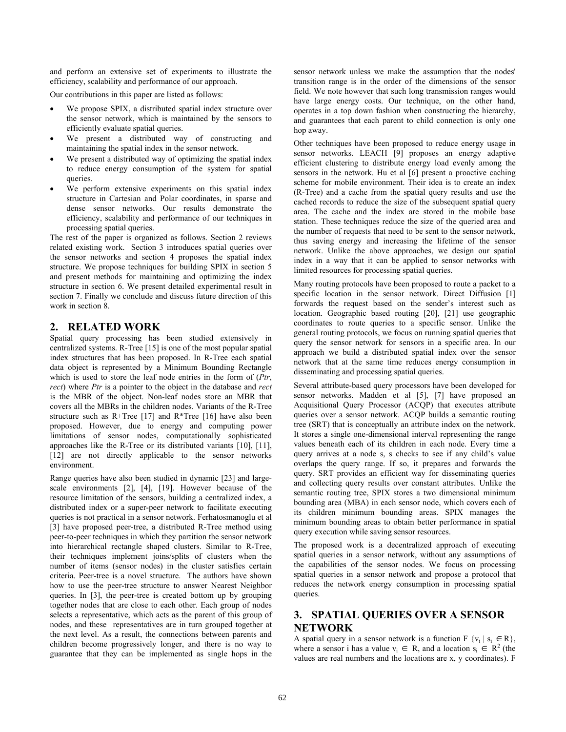and perform an extensive set of experiments to illustrate the efficiency, scalability and performance of our approach.

Our contributions in this paper are listed as follows:

- We propose SPIX, a distributed spatial index structure over the sensor network, which is maintained by the sensors to efficiently evaluate spatial queries.
- We present a distributed way of constructing and maintaining the spatial index in the sensor network.
- We present a distributed way of optimizing the spatial index to reduce energy consumption of the system for spatial queries.
- We perform extensive experiments on this spatial index structure in Cartesian and Polar coordinates, in sparse and dense sensor networks. Our results demonstrate the efficiency, scalability and performance of our techniques in processing spatial queries.

The rest of the paper is organized as follows. Section 2 reviews related existing work. Section 3 introduces spatial queries over the sensor networks and section 4 proposes the spatial index structure. We propose techniques for building SPIX in section 5 and present methods for maintaining and optimizing the index structure in section 6. We present detailed experimental result in section 7. Finally we conclude and discuss future direction of this work in section 8.

## 2. RELATED WORK

Spatial query processing has been studied extensively in centralized systems. R-Tree [15] is one of the most popular spatial index structures that has been proposed. In R-Tree each spatial data object is represented by a Minimum Bounding Rectangle which is used to store the leaf node entries in the form of (*Ptr*, *rect*) where *Ptr* is a pointer to the object in the database and *rect* is the MBR of the object. Non-leaf nodes store an MBR that covers all the MBRs in the children nodes. Variants of the R-Tree structure such as R+Tree [17] and R*Tree [16] have also been proposed. However, due to energy and computing power limitations of sensor nodes, computationally sophisticated approaches like the R-Tree or its distributed variants [10], [11], [12] are not directly applicable to the sensor networks environment.

Range queries have also been studied in dynamic [23] and large-scale environments [2], [4], [19]. However because of the resource limitation of the sensors, building a centralized index, a distributed index or a super-peer network to facilitate executing queries is not practical in a sensor network. Ferhatosmanoglu et al [3] have proposed peer-tree, a distributed R-Tree method using peer-to-peer techniques in which they partition the sensor network into hierarchical rectangle shaped clusters. Similar to R-Tree, their techniques implement joins/splits of clusters when the number of items (sensor nodes) in the cluster satisfies certain criteria. Peer-tree is a novel structure. The authors have shown how to use the peer-tree structure to answer Nearest Neighbor queries. In [3], the peer-tree is created bottom up by grouping together nodes that are close to each other. Each group of nodes selects a representative, which acts as the parent of this group of nodes, and these representatives are in turn grouped together at the next level. As a result, the connections between parents and children become progressively longer, and there is no way to guarantee that they can be implemented as single hops in the sensor network unless we make the assumption that the nodes' transition range is in the order of the dimensions of the sensor field. We note however that such long transmission ranges would have large energy costs. Our technique, on the other hand, operates in a top down fashion when constructing the hierarchy, and guarantees that each parent to child connection is only one hop away.

Other techniques have been proposed to reduce energy usage in sensor networks. LEACH [9] proposes an energy adaptive efficient clustering to distribute energy load evenly among the sensors in the network. Hu et al [6] present a proactive caching scheme for mobile environment. Their idea is to create an index (R-Tree) and a cache from the spatial query results and use the cached records to reduce the size of the subsequent spatial query area. The cache and the index are stored in the mobile base station. These techniques reduce the size of the queried area and the number of requests that need to be sent to the sensor network, thus saving energy and increasing the lifetime of the sensor network. Unlike the above approaches, we design our spatial index in a way that it can be applied to sensor networks with limited resources for processing spatial queries.

Many routing protocols have been proposed to route a packet to a specific location in the sensor network. Direct Diffusion [1] forwards the request based on the sender's interest such as location. Geographic based routing [20], [21] use geographic coordinates to route queries to a specific sensor. Unlike the general routing protocols, we focus on running spatial queries that query the sensor network for sensors in a specific area. In our approach we build a distributed spatial index over the sensor network that at the same time reduces energy consumption in disseminating and processing spatial queries.

Several attribute-based query processors have been developed for sensor networks. Madden et al [5], [7] have proposed an Acquisitional Query Processor (ACQP) that executes attribute queries over a sensor network. ACQP builds a semantic routing tree (SRT) that is conceptually an attribute index on the network. It stores a single one-dimensional interval representing the range values beneath each of its children in each node. Every time a query arrives at a node s, s checks to see if any child's value overlaps the query range. If so, it prepares and forwards the query. SRT provides an efficient way for disseminating queries and collecting query results over constant attributes. Unlike the semantic routing tree, SPIX stores a two dimensional minimum bounding area (MBA) in each sensor node, which covers each of its children minimum bounding areas. SPIX manages the minimum bounding areas to obtain better performance in spatial query execution while saving sensor resources.

The proposed work is a decentralized approach of executing spatial queries in a sensor network, without any assumptions of the capabilities of the sensor nodes. We focus on processing spatial queries in a sensor network and propose a protocol that reduces the network energy consumption in processing spatial queries.

## 3. SPATIAL QUERIES OVER A SENSOR NETWORK

A spatial query in a sensor network is a function F $\{v_i \mid s_i \in R\}$, where a sensor i has a value $v_i \in \mathbb{R}$, and a location $s_i \in \mathbb{R}^2$ (the values are real numbers and the locations are x, y coordinates). F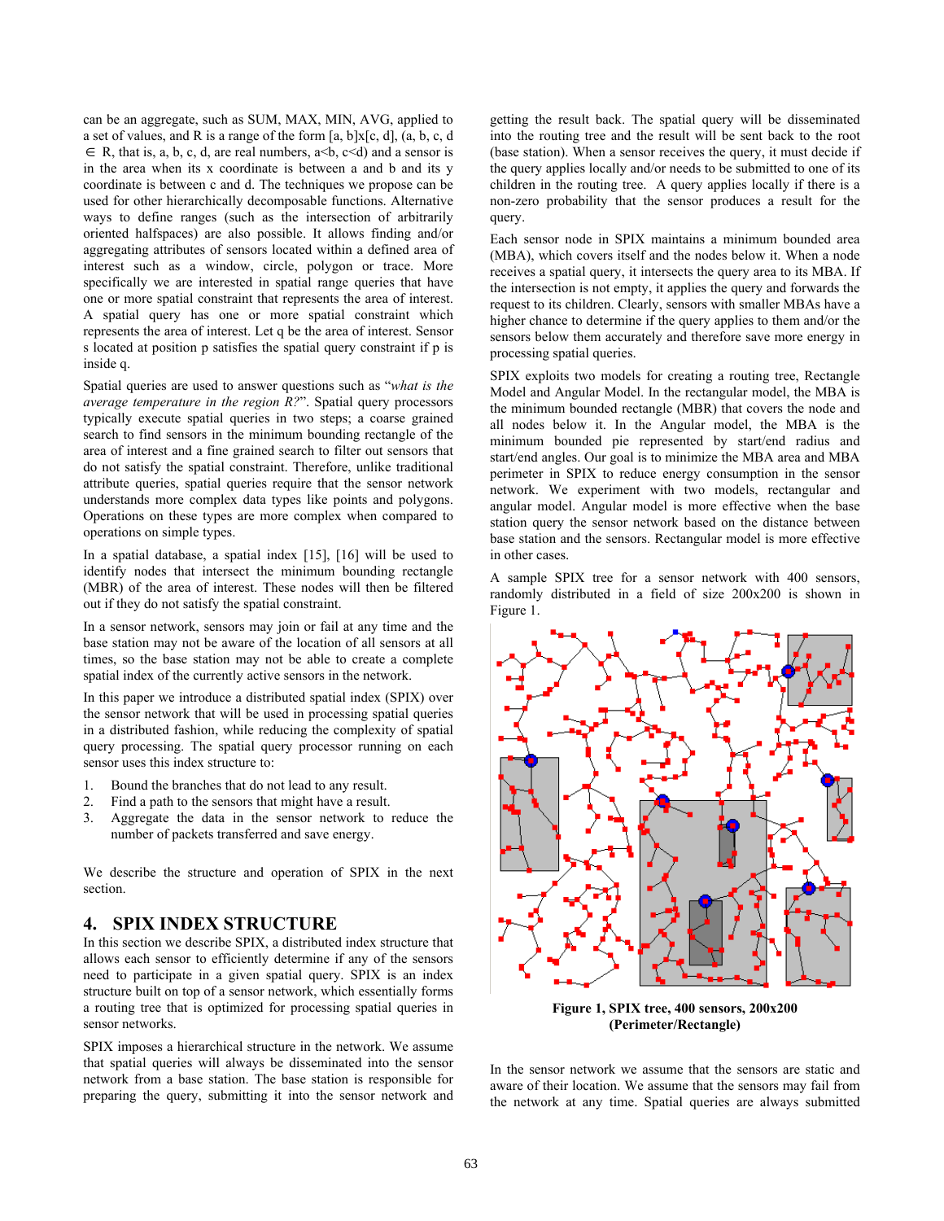can be an aggregate, such as SUM, MAX, MIN, AVG, applied to a set of values, and R is a range of the form [a, b]x[c, d], (a, b, c, d $\in$ R, that is, a, b, c, d, are real numbers, a<b, c<d) and a sensor is in the area when its x coordinate is between a and b and its y coordinate is between c and d. The techniques we propose can be used for other hierarchically decomposable functions. Alternative ways to define ranges (such as the intersection of arbitrarily oriented halfspaces) are also possible. It allows finding and/or aggregating attributes of sensors located within a defined area of interest such as a window, circle, polygon or trace. More specifically we are interested in spatial range queries that have one or more spatial constraint that represents the area of interest. A spatial query has one or more spatial constraint which represents the area of interest. Let q be the area of interest. Sensor s located at position p satisfies the spatial query constraint if p is inside q.

Spatial queries are used to answer questions such as "*what is the average temperature in the region R?*". Spatial query processors typically execute spatial queries in two steps; a coarse grained search to find sensors in the minimum bounding rectangle of the area of interest and a fine grained search to filter out sensors that do not satisfy the spatial constraint. Therefore, unlike traditional attribute queries, spatial queries require that the sensor network understands more complex data types like points and polygons. Operations on these types are more complex when compared to operations on simple types.

In a spatial database, a spatial index [15], [16] will be used to identify nodes that intersect the minimum bounding rectangle (MBR) of the area of interest. These nodes will then be filtered out if they do not satisfy the spatial constraint.

In a sensor network, sensors may join or fail at any time and the base station may not be aware of the location of all sensors at all times, so the base station may not be able to create a complete spatial index of the currently active sensors in the network.

In this paper we introduce a distributed spatial index (SPIX) over the sensor network that will be used in processing spatial queries in a distributed fashion, while reducing the complexity of spatial query processing. The spatial query processor running on each sensor uses this index structure to:

1. Bound the branches that do not lead to any result.
2. Find a path to the sensors that might have a result.
3. Aggregate the data in the sensor network to reduce the number of packets transferred and save energy.

We describe the structure and operation of SPIX in the next section.

## 4. SPIX INDEX STRUCTURE

In this section we describe SPIX, a distributed index structure that allows each sensor to efficiently determine if any of the sensors need to participate in a given spatial query. SPIX is an index structure built on top of a sensor network, which essentially forms a routing tree that is optimized for processing spatial queries in sensor networks.

SPIX imposes a hierarchical structure in the network. We assume that spatial queries will always be disseminated into the sensor network from a base station. The base station is responsible for preparing the query, submitting it into the sensor network and getting the result back. The spatial query will be disseminated into the routing tree and the result will be sent back to the root (base station). When a sensor receives the query, it must decide if the query applies locally and/or needs to be submitted to one of its children in the routing tree. A query applies locally if there is a non-zero probability that the sensor produces a result for the query.

Each sensor node in SPIX maintains a minimum bounded area (MBA), which covers itself and the nodes below it. When a node receives a spatial query, it intersects the query area to its MBA. If the intersection is not empty, it applies the query and forwards the request to its children. Clearly, sensors with smaller MBAs have a higher chance to determine if the query applies to them and/or the sensors below them accurately and therefore save more energy in processing spatial queries.

SPIX exploits two models for creating a routing tree, Rectangle Model and Angular Model. In the rectangular model, the MBA is the minimum bounded rectangle (MBR) that covers the node and all nodes below it. In the Angular model, the MBA is the minimum bounded pie represented by start/end radius and start/end angles. Our goal is to minimize the MBA area and MBA perimeter in SPIX to reduce energy consumption in the sensor network. We experiment with two models, rectangular and angular model. Angular model is more effective when the base station query the sensor network based on the distance between base station and the sensors. Rectangular model is more effective in other cases.

A sample SPIX tree for a sensor network with 400 sensors, randomly distributed in a field of size 200x200 is shown in Figure 1.

**Figure 1, SPIX tree, 400 sensors, 200x200 (Perimeter/Rectangle)**

In the sensor network we assume that the sensors are static and aware of their location. We assume that the sensors may fail from the network at any time. Spatial queries are always submitted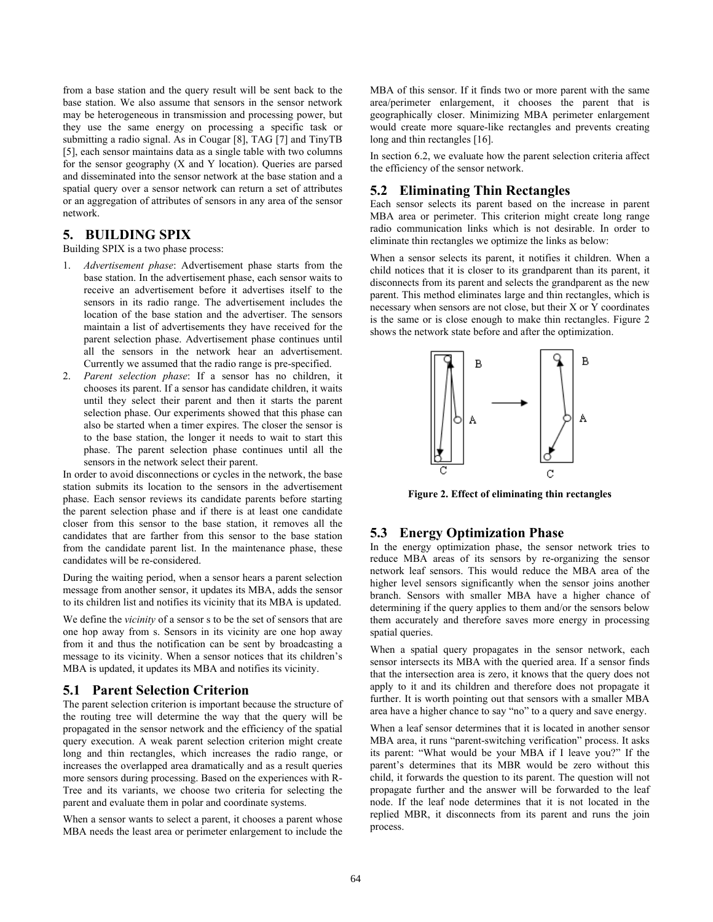from a base station and the query result will be sent back to the base station. We also assume that sensors in the sensor network may be heterogeneous in transmission and processing power, but they use the same energy on processing a specific task or submitting a radio signal. As in Cougar [8], TAG [7] and TinyTB [5], each sensor maintains data as a single table with two columns for the sensor geography (X and Y location). Queries are parsed and disseminated into the sensor network at the base station and a spatial query over a sensor network can return a set of attributes or an aggregation of attributes of sensors in any area of the sensor network.

## 5. BUILDING SPIX

Building SPIX is a two phase process:

1. *Advertisement phase*: Advertisement phase starts from the base station. In the advertisement phase, each sensor waits to receive an advertisement before it advertises itself to the sensors in its radio range. The advertisement includes the location of the base station and the advertiser. The sensors maintain a list of advertisements they have received for the parent selection phase. Advertisement phase continues until all the sensors in the network hear an advertisement. Currently we assumed that the radio range is pre-specified.
2. *Parent selection phase*: If a sensor has no children, it chooses its parent. If a sensor has candidate children, it waits until they select their parent and then it starts the parent selection phase. Our experiments showed that this phase can also be started when a timer expires. The closer the sensor is to the base station, the longer it needs to wait to start this phase. The parent selection phase continues until all the sensors in the network select their parent.

In order to avoid disconnections or cycles in the network, the base station submits its location to the sensors in the advertisement phase. Each sensor reviews its candidate parents before starting the parent selection phase and if there is at least one candidate closer from this sensor to the base station, it removes all the candidates that are farther from this sensor to the base station from the candidate parent list. In the maintenance phase, these candidates will be re-considered.

During the waiting period, when a sensor hears a parent selection message from another sensor, it updates its MBA, adds the sensor to its children list and notifies its vicinity that its MBA is updated.

We define the *vicinity* of a sensor s to be the set of sensors that are one hop away from s. Sensors in its vicinity are one hop away from it and thus the notification can be sent by broadcasting a message to its vicinity. When a sensor notices that its children's MBA is updated, it updates its MBA and notifies its vicinity.

### 5.1 Parent Selection Criterion

The parent selection criterion is important because the structure of the routing tree will determine the way that the query will be propagated in the sensor network and the efficiency of the spatial query execution. A weak parent selection criterion might create long and thin rectangles, which increases the radio range, or increases the overlapped area dramatically and as a result queries more sensors during processing. Based on the experiences with R-Tree and its variants, we choose two criteria for selecting the parent and evaluate them in polar and coordinate systems.

When a sensor wants to select a parent, it chooses a parent whose MBA needs the least area or perimeter enlargement to include the MBA of this sensor. If it finds two or more parent with the same area/perimeter enlargement, it chooses the parent that is geographically closer. Minimizing MBA perimeter enlargement would create more square-like rectangles and prevents creating long and thin rectangles [16].

In section 6.2, we evaluate how the parent selection criteria affect the efficiency of the sensor network.

### 5.2 Eliminating Thin Rectangles

Each sensor selects its parent based on the increase in parent MBA area or perimeter. This criterion might create long range radio communication links which is not desirable. In order to eliminate thin rectangles we optimize the links as below:

When a sensor selects its parent, it notifies it children. When a child notices that it is closer to its grandparent than its parent, it disconnects from its parent and selects the grandparent as the new parent. This method eliminates large and thin rectangles, which is necessary when sensors are not close, but their X or Y coordinates is the same or is close enough to make thin rectangles. Figure 2 shows the network state before and after the optimization.

**Figure 2. Effect of eliminating thin rectangles**

### 5.3 Energy Optimization Phase

In the energy optimization phase, the sensor network tries to reduce MBA areas of its sensors by re-organizing the sensor network leaf sensors. This would reduce the MBA area of the higher level sensors significantly when the sensor joins another branch. Sensors with smaller MBA have a higher chance of determining if the query applies to them and/or the sensors below them accurately and therefore saves more energy in processing spatial queries.

When a spatial query propagates in the sensor network, each sensor intersects its MBA with the queried area. If a sensor finds that the intersection area is zero, it knows that the query does not apply to it and its children and therefore does not propagate it further. It is worth pointing out that sensors with a smaller MBA area have a higher chance to say "no" to a query and save energy.

When a leaf sensor determines that it is located in another sensor MBA area, it runs "parent-switching verification" process. It asks its parent: "What would be your MBA if I leave you?" If the parent's determines that its MBR would be zero without this child, it forwards the question to its parent. The question will not propagate further and the answer will be forwarded to the leaf node. If the leaf node determines that it is not located in the replied MBR, it disconnects from its parent and runs the join process.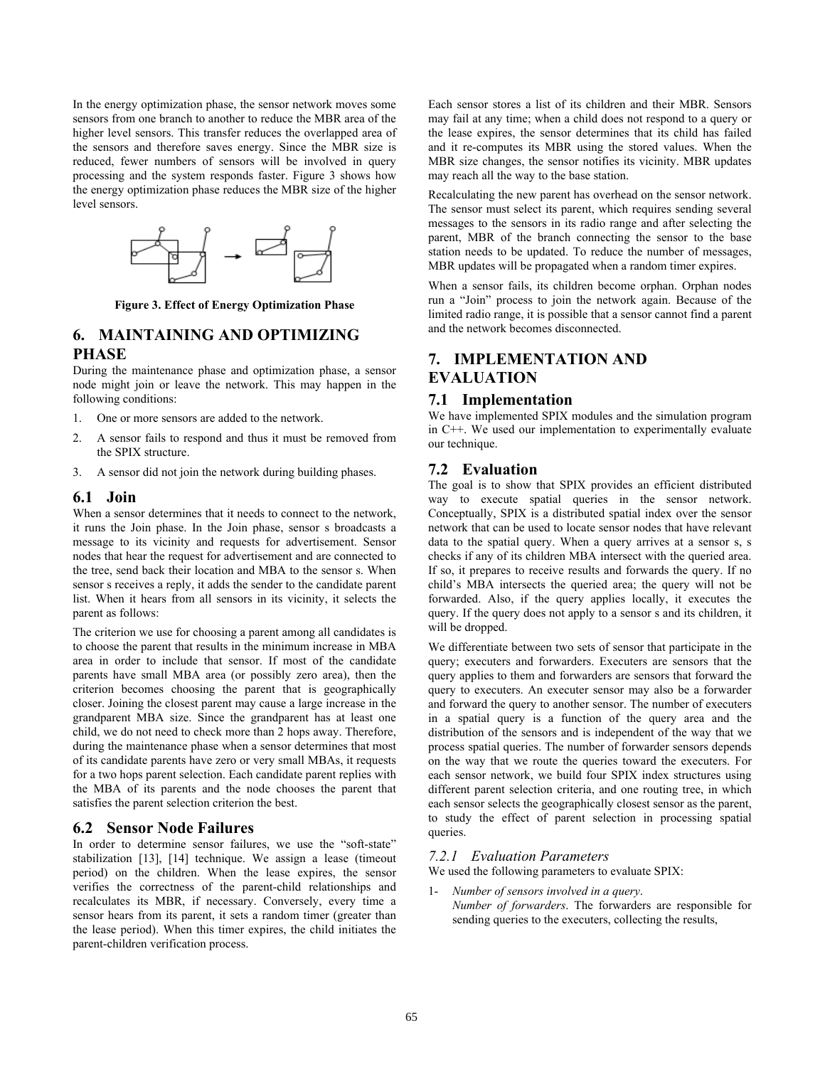In the energy optimization phase, the sensor network moves some sensors from one branch to another to reduce the MBR area of the higher level sensors. This transfer reduces the overlapped area of the sensors and therefore saves energy. Since the MBR size is reduced, fewer numbers of sensors will be involved in query processing and the system responds faster. Figure 3 shows how the energy optimization phase reduces the MBR size of the higher level sensors.

**Figure 3. Effect of Energy Optimization Phase**

## 6. MAINTAINING AND OPTIMIZING PHASE

During the maintenance phase and optimization phase, a sensor node might join or leave the network. This may happen in the following conditions:

1. One or more sensors are added to the network.
2. A sensor fails to respond and thus it must be removed from the SPIX structure.
3. A sensor did not join the network during building phases.

### 6.1 Join

When a sensor determines that it needs to connect to the network, it runs the Join phase. In the Join phase, sensor s broadcasts a message to its vicinity and requests for advertisement. Sensor nodes that hear the request for advertisement and are connected to the tree, send back their location and MBA to the sensor s. When sensor s receives a reply, it adds the sender to the candidate parent list. When it hears from all sensors in its vicinity, it selects the parent as follows:

The criterion we use for choosing a parent among all candidates is to choose the parent that results in the minimum increase in MBA area in order to include that sensor. If most of the candidate parents have small MBA area (or possibly zero area), then the criterion becomes choosing the parent that is geographically closer. Joining the closest parent may cause a large increase in the grandparent MBA size. Since the grandparent has at least one child, we do not need to check more than 2 hops away. Therefore, during the maintenance phase when a sensor determines that most of its candidate parents have zero or very small MBAs, it requests for a two hops parent selection. Each candidate parent replies with the MBA of its parents and the node chooses the parent that satisfies the parent selection criterion the best.

### 6.2 Sensor Node Failures

In order to determine sensor failures, we use the "soft-state" stabilization [13], [14] technique. We assign a lease (timeout period) on the children. When the lease expires, the sensor verifies the correctness of the parent-child relationships and recalculates its MBR, if necessary. Conversely, every time a sensor hears from its parent, it sets a random timer (greater than the lease period). When this timer expires, the child initiates the parent-children verification process.

Each sensor stores a list of its children and their MBR. Sensors may fail at any time; when a child does not respond to a query or the lease expires, the sensor determines that its child has failed and it re-computes its MBR using the stored values. When the MBR size changes, the sensor notifies its vicinity. MBR updates may reach all the way to the base station.

Recalculating the new parent has overhead on the sensor network. The sensor must select its parent, which requires sending several messages to the sensors in its radio range and after selecting the parent, MBR of the branch connecting the sensor to the base station needs to be updated. To reduce the number of messages, MBR updates will be propagated when a random timer expires.

When a sensor fails, its children become orphan. Orphan nodes run a "Join" process to join the network again. Because of the limited radio range, it is possible that a sensor cannot find a parent and the network becomes disconnected.

## 7. IMPLEMENTATION AND EVALUATION

### 7.1 Implementation

We have implemented SPIX modules and the simulation program in C++. We used our implementation to experimentally evaluate our technique.

### 7.2 Evaluation

The goal is to show that SPIX provides an efficient distributed way to execute spatial queries in the sensor network. Conceptually, SPIX is a distributed spatial index over the sensor network that can be used to locate sensor nodes that have relevant data to the spatial query. When a query arrives at a sensor s, s checks if any of its children MBA intersect with the queried area. If so, it prepares to receive results and forwards the query. If no child's MBA intersects the queried area; the query will not be forwarded. Also, if the query applies locally, it executes the query. If the query does not apply to a sensor s and its children, it will be dropped.

We differentiate between two sets of sensor that participate in the query; executers and forwarders. Executers are sensors that the query applies to them and forwarders are sensors that forward the query to executers. An executer sensor may also be a forwarder and forward the query to another sensor. The number of executers in a spatial query is a function of the query area and the distribution of the sensors and is independent of the way that we process spatial queries. The number of forwarder sensors depends on the way that we route the queries toward the executers. For each sensor network, we build four SPIX index structures using different parent selection criteria, and one routing tree, in which each sensor selects the geographically closest sensor as the parent, to study the effect of parent selection in processing spatial queries.

#### 7.2.1 Evaluation Parameters

We used the following parameters to evaluate SPIX:

1- *Number of sensors involved in a query*.
*Number of forwarders*. The forwarders are responsible for sending queries to the executers, collecting the results,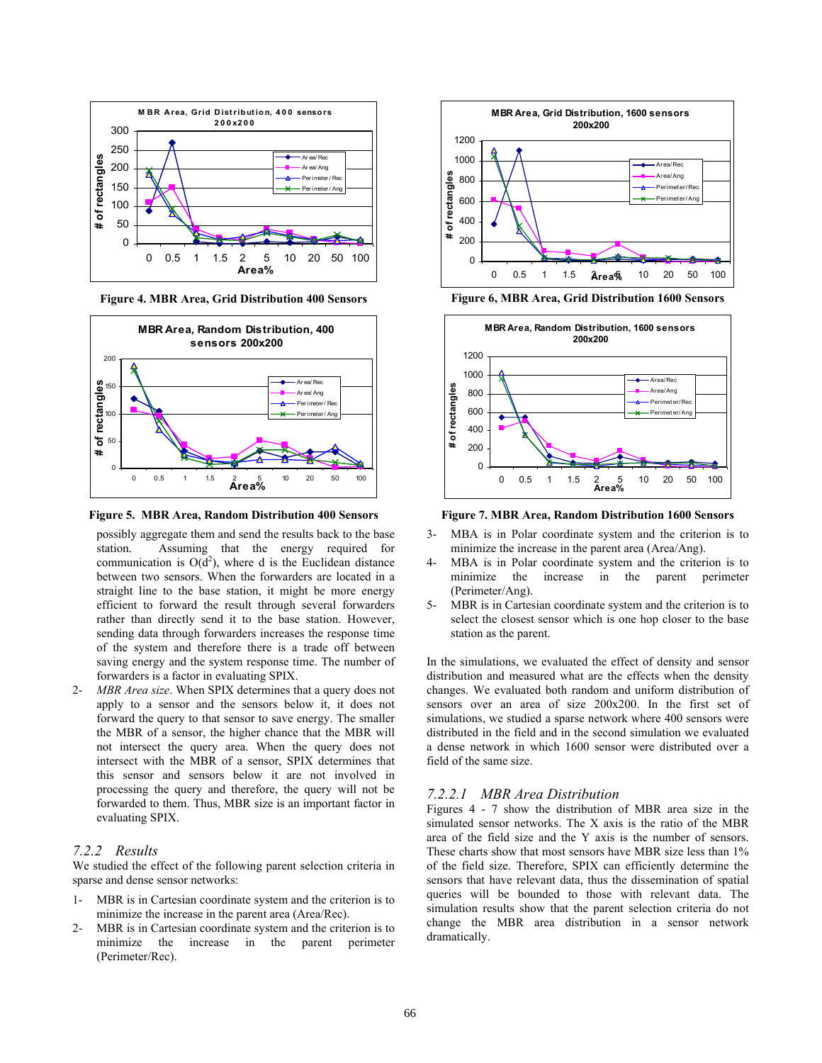Figure 4. MBR Area, Grid Distribution 400 Sensors

Figure 5. MBR Area, Random Distribution 400 Sensors

Figure 6, MBR Area, Grid Distribution 1600 Sensors

Figure 7. MBR Area, Random Distribution 1600 Sensors

possibly aggregate them and send the results back to the base station. Assuming that the energy required for communication is O(d[2]), where d is the Euclidean distance between two sensors. When the forwarders are located in a straight line to the base station, it might be more energy efficient to forward the result through several forwarders rather than directly send it to the base station. However, sending data through forwarders increases the response time of the system and therefore there is a trade off between saving energy and the system response time. The number of forwarders is a factor in evaluating SPIX.

2- *MBR Area size*. When SPIX determines that a query does not apply to a sensor and the sensors below it, it does not forward the query to that sensor to save energy. The smaller the MBR of a sensor, the higher chance that the MBR will not intersect the query area. When the query does not intersect with the MBR of a sensor, SPIX determines that this sensor and sensors below it are not involved in processing the query and therefore, the query will not be forwarded to them. Thus, MBR size is an important factor in evaluating SPIX.

### 7.2.2 Results

We studied the effect of the following parent selection criteria in sparse and dense sensor networks:

1- MBR is in Cartesian coordinate system and the criterion is to minimize the increase in the parent area (Area/Rec).

2- MBR is in Cartesian coordinate system and the criterion is to minimize the increase in the parent perimeter (Perimeter/Rec).

3- MBA is in Polar coordinate system and the criterion is to minimize the increase in the parent area (Area/Ang).

4- MBA is in Polar coordinate system and the criterion is to minimize the increase in the parent perimeter (Perimeter/Ang).

5- MBR is in Cartesian coordinate system and the criterion is to select the closest sensor which is one hop closer to the base station as the parent.

In the simulations, we evaluated the effect of density and sensor distribution and measured what are the effects when the density changes. We evaluated both random and uniform distribution of sensors over an area of size 200x200. In the first set of simulations, we studied a sparse network where 400 sensors were distributed in the field and in the second simulation we evaluated a dense network in which 1600 sensor were distributed over a field of the same size.

#### 7.2.2.1 MBR Area Distribution

Figures 4 - 7 show the distribution of MBR area size in the simulated sensor networks. The X axis is the ratio of the MBR area of the field size and the Y axis is the number of sensors. These charts show that most sensors have MBR size less than 1% of the field size. Therefore, SPIX can efficiently determine the sensors that have relevant data, thus the dissemination of spatial queries will be bounded to those with relevant data. The simulation results show that the parent selection criteria do not change the MBR area distribution in a sensor network dramatically.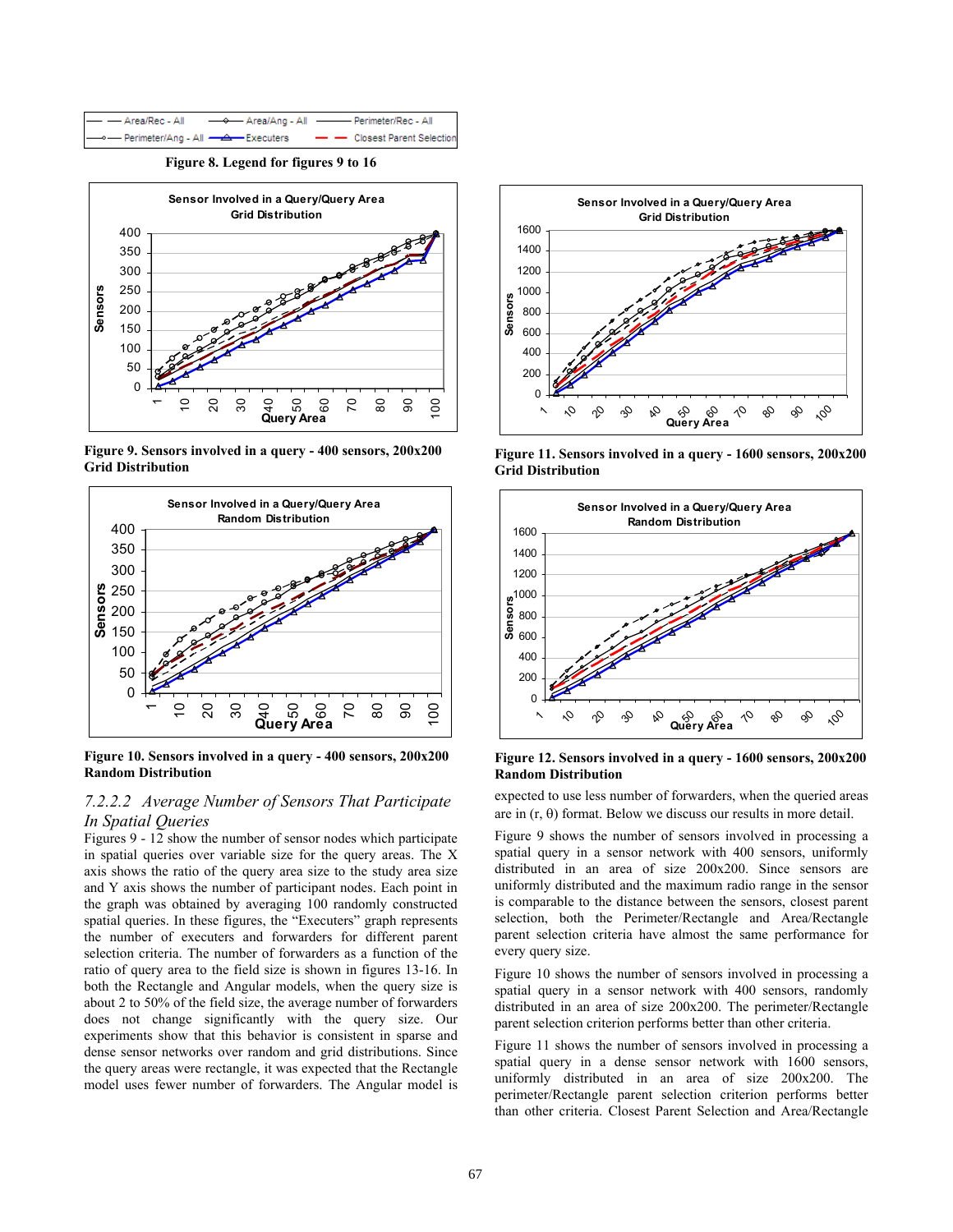Figure 8. Legend for figures 9 to 16

Figure 9. Sensors involved in a query - 400 sensors, 200x200 Grid Distribution

Figure 10. Sensors involved in a query - 400 sensors, 200x200 Random Distribution

### 7.2.2.2 *Average Number of Sensors That Participate In Spatial Queries*

Figures 9 - 12 show the number of sensor nodes which participate in spatial queries over variable size for the query areas. The X axis shows the ratio of the query area size to the study area size and Y axis shows the number of participant nodes. Each point in the graph was obtained by averaging 100 randomly constructed spatial queries. In these figures, the "Executers" graph represents the number of executers and forwarders for different parent selection criteria. The number of forwarders as a function of the ratio of query area to the field size is shown in figures 13-16. In both the Rectangle and Angular models, when the query size is about 2 to 50% of the field size, the average number of forwarders does not change significantly with the query size. Our experiments show that this behavior is consistent in sparse and dense sensor networks over random and grid distributions. Since the query areas were rectangle, it was expected that the Rectangle model uses fewer number of forwarders. The Angular model is expected to use less number of forwarders, when the queried areas are in (r, θ) format. Below we discuss our results in more detail.

Figure 11. Sensors involved in a query - 1600 sensors, 200x200 Grid Distribution

Figure 12. Sensors involved in a query - 1600 sensors, 200x200 Random Distribution

Figure 9 shows the number of sensors involved in processing a spatial query in a sensor network with 400 sensors, uniformly distributed in an area of size 200x200. Since sensors are uniformly distributed and the maximum radio range in the sensor is comparable to the distance between the sensors, closest parent selection, both the Perimeter/Rectangle and Area/Rectangle parent selection criteria have almost the same performance for every query size.

Figure 10 shows the number of sensors involved in processing a spatial query in a sensor network with 400 sensors, randomly distributed in an area of size 200x200. The perimeter/Rectangle parent selection criterion performs better than other criteria.

Figure 11 shows the number of sensors involved in processing a spatial query in a dense sensor network with 1600 sensors, uniformly distributed in an area of size 200x200. The perimeter/Rectangle parent selection criterion performs better than other criteria. Closest Parent Selection and Area/Rectangle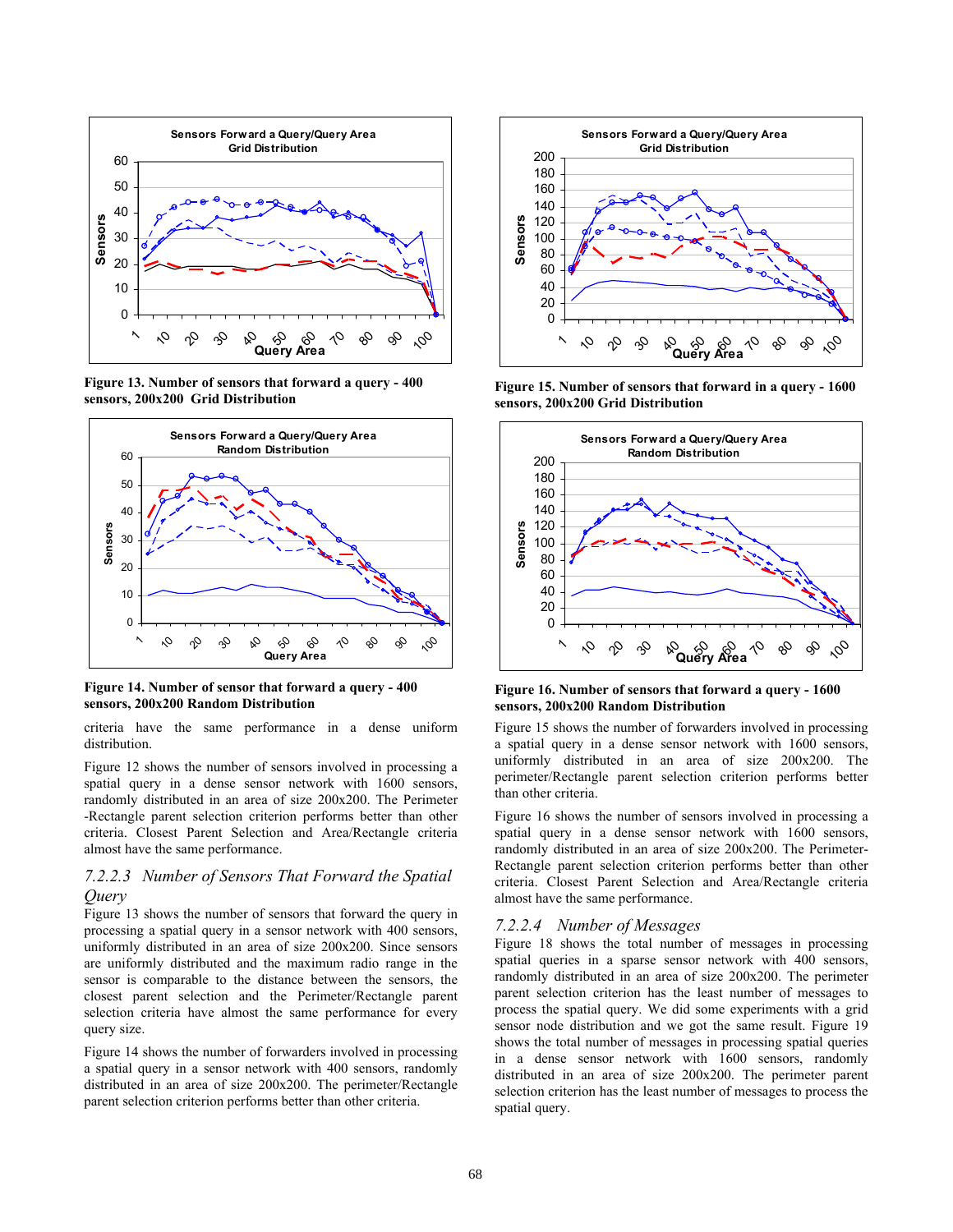Sensors Forward a Query/Query Area
Grid Distribution

Figure 13. Number of sensors that forward a query - 400 sensors, 200x200 Grid Distribution

Sensors Forward a Query/Query Area
Random Distribution

Figure 14. Number of sensor that forward a query - 400 sensors, 200x200 Random Distribution

criteria have the same performance in a dense uniform distribution.

Figure 12 shows the number of sensors involved in processing a spatial query in a dense sensor network with 1600 sensors, randomly distributed in an area of size 200x200. The Perimeter -Rectangle parent selection criterion performs better than other criteria. Closest Parent Selection and Area/Rectangle criteria almost have the same performance.

### *7.2.2.3 Number of Sensors That Forward the Spatial Query*

Figure 13 shows the number of sensors that forward the query in processing a spatial query in a sensor network with 400 sensors, uniformly distributed in an area of size 200x200. Since sensors are uniformly distributed and the maximum radio range in the sensor is comparable to the distance between the sensors, the closest parent selection and the Perimeter/Rectangle parent selection criteria have almost the same performance for every query size.

Figure 14 shows the number of forwarders involved in processing a spatial query in a sensor network with 400 sensors, randomly distributed in an area of size 200x200. The perimeter/Rectangle parent selection criterion performs better than other criteria.

Sensors Forward a Query/Query Area
Grid Distribution

Figure 15. Number of sensors that forward in a query - 1600 sensors, 200x200 Grid Distribution

Sensors Forward a Query/Query Area
Random Distribution

Figure 16. Number of sensors that forward a query - 1600 sensors, 200x200 Random Distribution

Figure 15 shows the number of forwarders involved in processing a spatial query in a dense sensor network with 1600 sensors, uniformly distributed in an area of size 200x200. The perimeter/Rectangle parent selection criterion performs better than other criteria.

Figure 16 shows the number of sensors involved in processing a spatial query in a dense sensor network with 1600 sensors, randomly distributed in an area of size 200x200. The Perimeter-Rectangle parent selection criterion performs better than other criteria. Closest Parent Selection and Area/Rectangle criteria almost have the same performance.

### *7.2.2.4 Number of Messages*

Figure 18 shows the total number of messages in processing spatial queries in a sparse sensor network with 400 sensors, randomly distributed in an area of size 200x200. The perimeter parent selection criterion has the least number of messages to process the spatial query. We did some experiments with a grid sensor node distribution and we got the same result. Figure 19 shows the total number of messages in processing spatial queries in a dense sensor network with 1600 sensors, randomly distributed in an area of size 200x200. The perimeter parent selection criterion has the least number of messages to process the spatial query.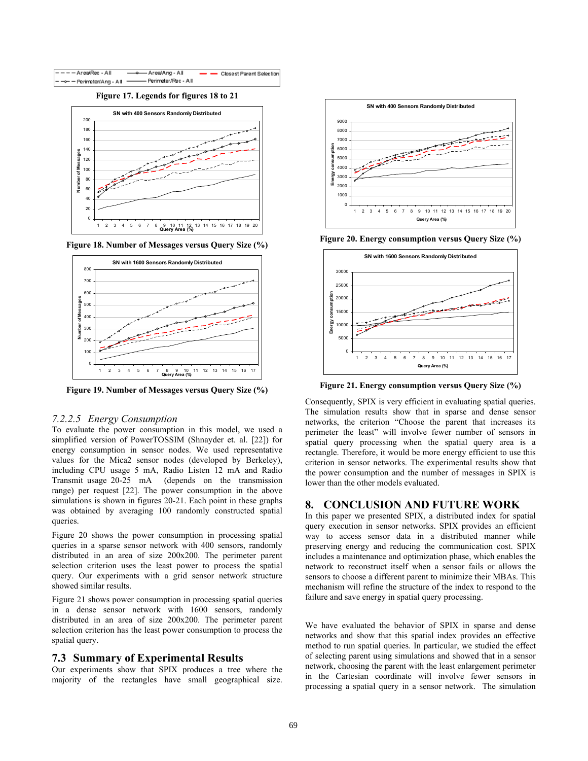Figure 17. Legends for figures 18 to 21

Figure 18. Number of Messages versus Query Size (%)

Figure 19. Number of Messages versus Query Size (%)

### 7.2.2.5 *Energy Consumption*

To evaluate the power consumption in this model, we used a simplified version of PowerTOSSIM (Shnayder et. al. [22]) for energy consumption in sensor nodes. We used representative values for the Mica2 sensor nodes (developed by Berkeley), including CPU usage 5 mA, Radio Listen 12 mA and Radio Transmit usage 20-25 mA (depends on the transmission range) per request [22]. The power consumption in the above simulations is shown in figures 20-21. Each point in these graphs was obtained by averaging 100 randomly constructed spatial queries.

Figure 20 shows the power consumption in processing spatial queries in a sparse sensor network with 400 sensors, randomly distributed in an area of size 200x200. The perimeter parent selection criterion uses the least power to process the spatial query. Our experiments with a grid sensor network structure showed similar results.

Figure 21 shows power consumption in processing spatial queries in a dense sensor network with 1600 sensors, randomly distributed in an area of size 200x200. The perimeter parent selection criterion has the least power consumption to process the spatial query.

## 7.3 Summary of Experimental Results

Our experiments show that SPIX produces a tree where the majority of the rectangles have small geographical size.

Figure 20. Energy consumption versus Query Size (%)

Figure 21. Energy consumption versus Query Size (%)

Consequently, SPIX is very efficient in evaluating spatial queries. The simulation results show that in sparse and dense sensor networks, the criterion "Choose the parent that increases its perimeter the least" will involve fewer number of sensors in spatial query processing when the spatial query area is a rectangle. Therefore, it would be more energy efficient to use this criterion in sensor networks. The experimental results show that the power consumption and the number of messages in SPIX is lower than the other models evaluated.

# 8. CONCLUSION AND FUTURE WORK

In this paper we presented SPIX, a distributed index for spatial query execution in sensor networks. SPIX provides an efficient way to access sensor data in a distributed manner while preserving energy and reducing the communication cost. SPIX includes a maintenance and optimization phase, which enables the network to reconstruct itself when a sensor fails or allows the sensors to choose a different parent to minimize their MBAs. This mechanism will refine the structure of the index to respond to the failure and save energy in spatial query processing.

We have evaluated the behavior of SPIX in sparse and dense networks and show that this spatial index provides an effective method to run spatial queries. In particular, we studied the effect of selecting parent using simulations and showed that in a sensor network, choosing the parent with the least enlargement perimeter in the Cartesian coordinate will involve fewer sensors in processing a spatial query in a sensor network. The simulation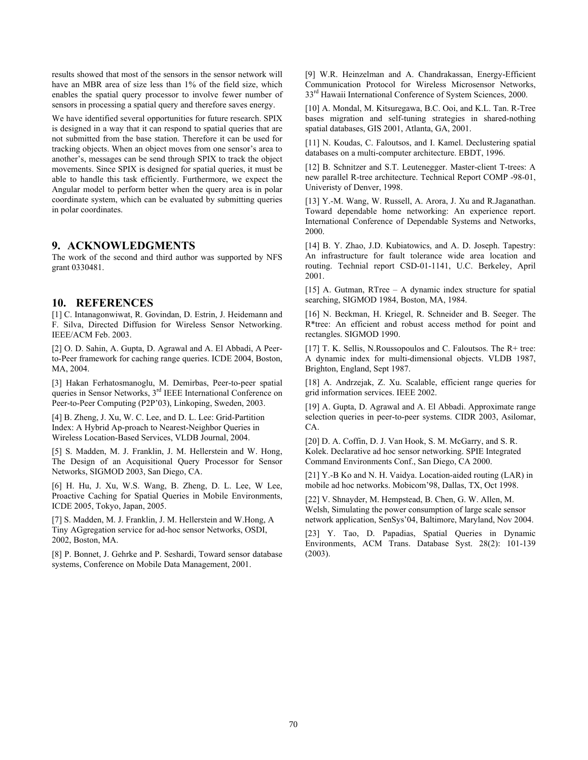results showed that most of the sensors in the sensor network will have an MBR area of size less than 1% of the field size, which enables the spatial query processor to involve fewer number of sensors in processing a spatial query and therefore saves energy.

We have identified several opportunities for future research. SPIX is designed in a way that it can respond to spatial queries that are not submitted from the base station. Therefore it can be used for tracking objects. When an object moves from one sensor's area to another's, messages can be send through SPIX to track the object movements. Since SPIX is designed for spatial queries, it must be able to handle this task efficiently. Furthermore, we expect the Angular model to perform better when the query area is in polar coordinate system, which can be evaluated by submitting queries in polar coordinates.

## 9. ACKNOWLEDGMENTS

The work of the second and third author was supported by NFS grant 0330481.

## 10. REFERENCES

[1] C. Intanagonwiwat, R. Govindan, D. Estrin, J. Heidemann and F. Silva, Directed Diffusion for Wireless Sensor Networking. IEEE/ACM Feb. 2003.

[2] O. D. Sahin, A. Gupta, D. Agrawal and A. El Abbadi, A Peer-to-Peer framework for caching range queries. ICDE 2004, Boston, MA, 2004.

[3] Hakan Ferhatosmanoglu, M. Demirbas, Peer-to-peer spatial queries in Sensor Networks, 3rd IEEE International Conference on Peer-to-Peer Computing (P2P'03), Linkoping, Sweden, 2003.

[4] B. Zheng, J. Xu, W. C. Lee, and D. L. Lee: Grid-Partition Index: A Hybrid Ap-proach to Nearest-Neighbor Queries in Wireless Location-Based Services, VLDB Journal, 2004.

[5] S. Madden, M. J. Franklin, J. M. Hellerstein and W. Hong, The Design of an Acquisitional Query Processor for Sensor Networks, SIGMOD 2003, San Diego, CA.

[6] H. Hu, J. Xu, W.S. Wang, B. Zheng, D. L. Lee, W Lee, Proactive Caching for Spatial Queries in Mobile Environments, ICDE 2005, Tokyo, Japan, 2005.

[7] S. Madden, M. J. Franklin, J. M. Hellerstein and W.Hong, A Tiny AGgregation service for ad-hoc sensor Networks, OSDI, 2002, Boston, MA.

[8] P. Bonnet, J. Gehrke and P. Seshardi, Toward sensor database systems, Conference on Mobile Data Management, 2001.

[9] W.R. Heinzelman and A. Chandrakassan, Energy-Efficient Communication Protocol for Wireless Microsensor Networks, 33rd Hawaii International Conference of System Sciences, 2000.

[10] A. Mondal, M. Kitsuregawa, B.C. Ooi, and K.L. Tan. R-Tree bases migration and self-tuning strategies in shared-nothing spatial databases, GIS 2001, Atlanta, GA, 2001.

[11] N. Koudas, C. Faloutsos, and I. Kamel. Declustering spatial databases on a multi-computer architecture. EBDT, 1996.

[12] B. Schnitzer and S.T. Leutenegger. Master-client T-trees: A new parallel R-tree architecture. Technical Report COMP -98-01, Univeristy of Denver, 1998.

[13] Y.-M. Wang, W. Russell, A. Arora, J. Xu and R.Jaganathan. Toward dependable home networking: An experience report. International Conference of Dependable Systems and Networks, 2000.

[14] B. Y. Zhao, J.D. Kubiatowics, and A. D. Joseph. Tapestry: An infrastructure for fault tolerance wide area location and routing. Technial report CSD-01-1141, U.C. Berkeley, April 2001.

[15] A. Gutman, RTree – A dynamic index structure for spatial searching, SIGMOD 1984, Boston, MA, 1984.

[16] N. Beckman, H. Kriegel, R. Schneider and B. Seeger. The R*tree: An efficient and robust access method for point and rectangles. SIGMOD 1990.

[17] T. K. Sellis, N.Roussopoulos and C. Faloutsos. The R+ tree: A dynamic index for multi-dimensional objects. VLDB 1987, Brighton, England, Sept 1987.

[18] A. Andrzejak, Z. Xu. Scalable, efficient range queries for grid information services. IEEE 2002.

[19] A. Gupta, D. Agrawal and A. El Abbadi. Approximate range selection queries in peer-to-peer systems. CIDR 2003, Asilomar, CA.

[20] D. A. Coffin, D. J. Van Hook, S. M. McGarry, and S. R. Kolek. Declarative ad hoc sensor networking. SPIE Integrated Command Environments Conf., San Diego, CA 2000.

[21] Y.-B Ko and N. H. Vaidya. Location-aided routing (LAR) in mobile ad hoc networks. Mobicom'98, Dallas, TX, Oct 1998.

[22] V. Shnayder, M. Hempstead, B. Chen, G. W. Allen, M. Welsh, Simulating the power consumption of large scale sensor network application, SenSys'04, Baltimore, Maryland, Nov 2004.

[23] Y. Tao, D. Papadias, Spatial Queries in Dynamic Environments, ACM Trans. Database Syst. 28(2): 101-139 (2003).